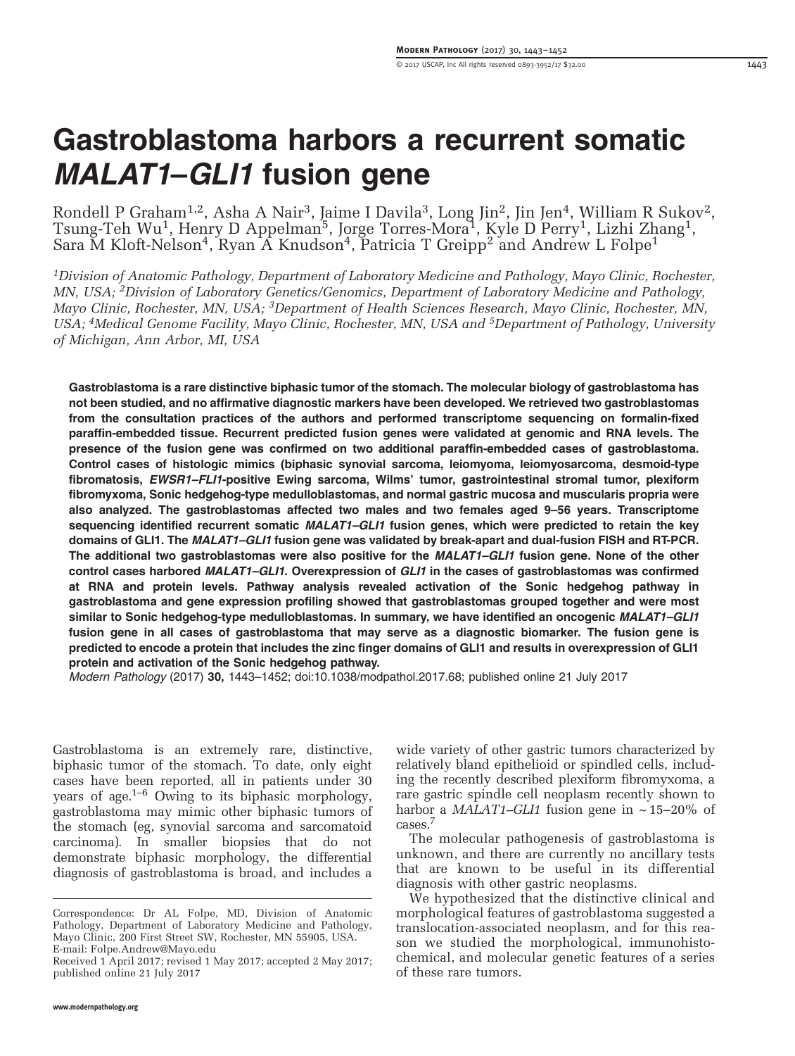# Gastroblastoma harbors a recurrent somatic *MALAT1–GLI1* fusion gene

Rondell P Graham[1,2], Asha A Nair[3], Jaime I Davila[3], Long Jin[2], Jin Jen[4], William R Sukov[2], Tsung-Teh Wu[1], Henry D Appelman[5], Jorge Torres-Mora[1], Kyle D Perry[1], Lizhi Zhang[1], Sara M Kloft-Nelson[4], Ryan A Knudson[4], Patricia T Greipp[2] and Andrew L Folpe[1]

[1]Division of Anatomic Pathology, Department of Laboratory Medicine and Pathology, Mayo Clinic, Rochester, MN, USA; [2]Division of Laboratory Genetics/Genomics, Department of Laboratory Medicine and Pathology, Mayo Clinic, Rochester, MN, USA; [3]Department of Health Sciences Research, Mayo Clinic, Rochester, MN, USA; [4]Medical Genome Facility, Mayo Clinic, Rochester, MN, USA and [5]Department of Pathology, University of Michigan, Ann Arbor, MI, USA

**Gastroblastoma is a rare distinctive biphasic tumor of the stomach. The molecular biology of gastroblastoma has not been studied, and no affirmative diagnostic markers have been developed. We retrieved two gastroblastomas from the consultation practices of the authors and performed transcriptome sequencing on formalin-fixed paraffin-embedded tissue. Recurrent predicted fusion genes were validated at genomic and RNA levels. The presence of the fusion gene was confirmed on two additional paraffin-embedded cases of gastroblastoma. Control cases of histologic mimics (biphasic synovial sarcoma, leiomyoma, leiomyosarcoma, desmoid-type fibromatosis, *EWSR1–FLI1*-positive Ewing sarcoma, Wilms' tumor, gastrointestinal stromal tumor, plexiform fibromyxoma, Sonic hedgehog-type medulloblastomas, and normal gastric mucosa and muscularis propria were also analyzed. The gastroblastomas affected two males and two females aged 9–56 years. Transcriptome sequencing identified recurrent somatic *MALAT1–GLI1* fusion genes, which were predicted to retain the key domains of GLI1. The *MALAT1–GLI1* fusion gene was validated by break-apart and dual-fusion FISH and RT-PCR. The additional two gastroblastomas were also positive for the *MALAT1–GLI1* fusion gene. None of the other control cases harbored *MALAT1–GLI1*. Overexpression of *GLI1* in the cases of gastroblastomas was confirmed at RNA and protein levels. Pathway analysis revealed activation of the Sonic hedgehog pathway in gastroblastoma and gene expression profiling showed that gastroblastomas grouped together and were most similar to Sonic hedgehog-type medulloblastomas. In summary, we have identified an oncogenic *MALAT1–GLI1* fusion gene in all cases of gastroblastoma that may serve as a diagnostic biomarker. The fusion gene is predicted to encode a protein that includes the zinc finger domains of GLI1 and results in overexpression of GLI1 protein and activation of the Sonic hedgehog pathway.**

*Modern Pathology* (2017) **30**, 1443–1452; doi:10.1038/modpathol.2017.68; published online 21 July 2017

Gastroblastoma is an extremely rare, distinctive, biphasic tumor of the stomach. To date, only eight cases have been reported, all in patients under 30 years of age.[1–6] Owing to its biphasic morphology, gastroblastoma may mimic other biphasic tumors of the stomach (eg, synovial sarcoma and sarcomatoid carcinoma). In smaller biopsies that do not demonstrate biphasic morphology, the differential diagnosis of gastroblastoma is broad, and includes a wide variety of other gastric tumors characterized by relatively bland epithelioid or spindled cells, including the recently described plexiform fibromyxoma, a rare gastric spindle cell neoplasm recently shown to harbor a *MALAT1–GLI1* fusion gene in ~15–20% of cases.[7]

The molecular pathogenesis of gastroblastoma is unknown, and there are currently no ancillary tests that are known to be useful in its differential diagnosis with other gastric neoplasms.

We hypothesized that the distinctive clinical and morphological features of gastroblastoma suggested a translocation-associated neoplasm, and for this reason we studied the morphological, immunohistochemical, and molecular genetic features of a series of these rare tumors.

---

Correspondence: Dr AL Folpe, MD, Division of Anatomic Pathology, Department of Laboratory Medicine and Pathology, Mayo Clinic, 200 First Street SW, Rochester, MN 55905, USA. E-mail: Folpe.Andrew@Mayo.edu

Received 1 April 2017; revised 1 May 2017; accepted 2 May 2017; published online 21 July 2017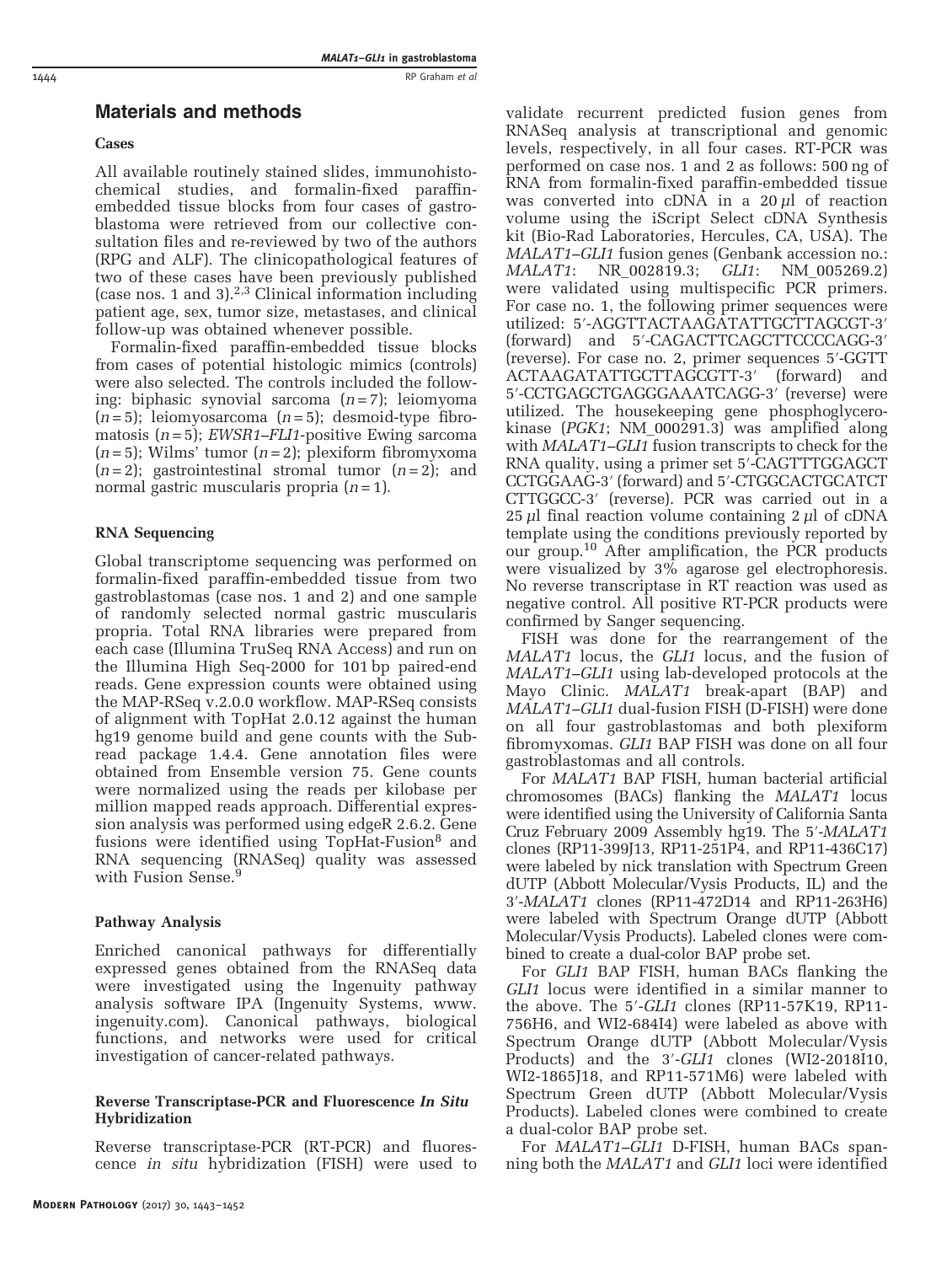## Materials and methods

### Cases

All available routinely stained slides, immunohistochemical studies, and formalin-fixed paraffin-embedded tissue blocks from four cases of gastroblastoma were retrieved from our collective consultation files and re-reviewed by two of the authors (RPG and ALF). The clinicopathological features of two of these cases have been previously published (case nos. 1 and 3).[2,3] Clinical information including patient age, sex, tumor size, metastases, and clinical follow-up was obtained whenever possible.

Formalin-fixed paraffin-embedded tissue blocks from cases of potential histologic mimics (controls) were also selected. The controls included the following: biphasic synovial sarcoma ($n=7$); leiomyoma ($n=5$); leiomyosarcoma ($n=5$); desmoid-type fibromatosis ($n=5$); *EWSR1–FLI1*-positive Ewing sarcoma ($n=5$); Wilms' tumor ($n=2$); plexiform fibromyxoma ($n=2$); gastrointestinal stromal tumor ($n=2$); and normal gastric muscularis propria ($n=1$).

### RNA Sequencing

Global transcriptome sequencing was performed on formalin-fixed paraffin-embedded tissue from two gastroblastomas (case nos. 1 and 2) and one sample of randomly selected normal gastric muscularis propria. Total RNA libraries were prepared from each case (Illumina TruSeq RNA Access) and run on the Illumina High Seq-2000 for 101 bp paired-end reads. Gene expression counts were obtained using the MAP-RSeq v.2.0.0 workflow. MAP-RSeq consists of alignment with TopHat 2.0.12 against the human hg19 genome build and gene counts with the Subread package 1.4.4. Gene annotation files were obtained from Ensemble version 75. Gene counts were normalized using the reads per kilobase per million mapped reads approach. Differential expression analysis was performed using edgeR 2.6.2. Gene fusions were identified using TopHat-Fusion[8] and RNA sequencing (RNASeq) quality was assessed with Fusion Sense.[9]

### Pathway Analysis

Enriched canonical pathways for differentially expressed genes obtained from the RNASeq data were investigated using the Ingenuity pathway analysis software IPA (Ingenuity Systems, www.ingenuity.com). Canonical pathways, biological functions, and networks were used for critical investigation of cancer-related pathways.

### Reverse Transcriptase-PCR and Fluorescence *In Situ* Hybridization

Reverse transcriptase-PCR (RT-PCR) and fluorescence *in situ* hybridization (FISH) were used to validate recurrent predicted fusion genes from RNASeq analysis at transcriptional and genomic levels, respectively, in all four cases. RT-PCR was performed on case nos. 1 and 2 as follows: 500 ng of RNA from formalin-fixed paraffin-embedded tissue was converted into cDNA in a 20 $\mu$l of reaction volume using the iScript Select cDNA Synthesis kit (Bio-Rad Laboratories, Hercules, CA, USA). The *MALAT1–GLI1* fusion genes (Genbank accession no.: *MALAT1*: NR_002819.3; *GLI1*: NM_005269.2) were validated using multispecific PCR primers. For case no. 1, the following primer sequences were utilized: 5′-AGGTTACTAAGATATTGCTTAGCGT-3′ (forward) and 5′-CAGACTTCAGCTTCCCCAGG-3′ (reverse). For case no. 2, primer sequences 5′-GGTT ACTAAGATATTGCTTAGCGTT-3′ (forward) and 5′-CCTGAGCTGAGGGAAATCAGG-3′ (reverse) were utilized. The housekeeping gene phosphoglycerokinase (*PGK1*; NM_000291.3) was amplified along with *MALAT1–GLI1* fusion transcripts to check for the RNA quality, using a primer set 5′-CAGTTTGGAGCT CCTGGAAG-3′ (forward) and 5′-CTGGCACTGCATCT CTTGGCC-3′ (reverse). PCR was carried out in a 25 $\mu$l final reaction volume containing 2 $\mu$l of cDNA template using the conditions previously reported by our group.[10] After amplification, the PCR products were visualized by 3% agarose gel electrophoresis. No reverse transcriptase in RT reaction was used as negative control. All positive RT-PCR products were confirmed by Sanger sequencing.

FISH was done for the rearrangement of the *MALAT1* locus, the *GLI1* locus, and the fusion of *MALAT1–GLI1* using lab-developed protocols at the Mayo Clinic. *MALAT1* break-apart (BAP) and *MALAT1–GLI1* dual-fusion FISH (D-FISH) were done on all four gastroblastomas and both plexiform fibromyxomas. *GLI1* BAP FISH was done on all four gastroblastomas and all controls.

For *MALAT1* BAP FISH, human bacterial artificial chromosomes (BACs) flanking the *MALAT1* locus were identified using the University of California Santa Cruz February 2009 Assembly hg19. The 5′-*MALAT1* clones (RP11-399J13, RP11-251P4, and RP11-436C17) were labeled by nick translation with Spectrum Green dUTP (Abbott Molecular/Vysis Products, IL) and the 3′-*MALAT1* clones (RP11-472D14 and RP11-263H6) were labeled with Spectrum Orange dUTP (Abbott Molecular/Vysis Products). Labeled clones were combined to create a dual-color BAP probe set.

For *GLI1* BAP FISH, human BACs flanking the *GLI1* locus were identified in a similar manner to the above. The 5′-*GLI1* clones (RP11-57K19, RP11-756H6, and WI2-684I4) were labeled as above with Spectrum Orange dUTP (Abbott Molecular/Vysis Products) and the 3′-*GLI1* clones (WI2-2018I10, WI2-1865J18, and RP11-571M6) were labeled with Spectrum Green dUTP (Abbott Molecular/Vysis Products). Labeled clones were combined to create a dual-color BAP probe set.

For *MALAT1–GLI1* D-FISH, human BACs spanning both the *MALAT1* and *GLI1* loci were identified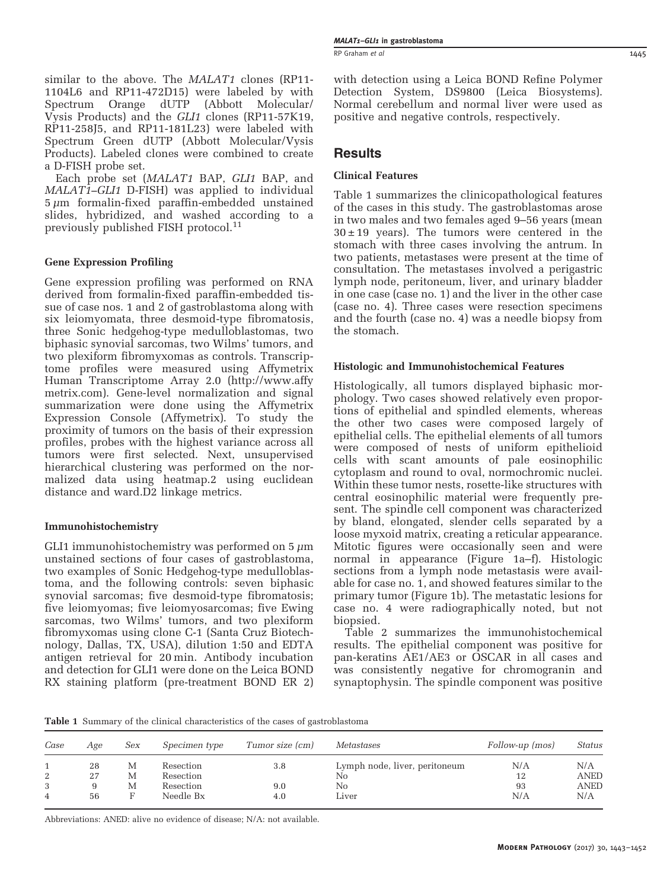similar to the above. The *MALAT1* clones (RP11-1104L6 and RP11-472D15) were labeled by with Spectrum Orange dUTP (Abbott Molecular/Vysis Products) and the *GLI1* clones (RP11-57K19, RP11-258J5, and RP11-181L23) were labeled with Spectrum Green dUTP (Abbott Molecular/Vysis Products). Labeled clones were combined to create a D-FISH probe set.

Each probe set (*MALAT1* BAP, *GLI1* BAP, and *MALAT1*–*GLI1* D-FISH) was applied to individual 5 $\mu$m formalin-fixed paraffin-embedded unstained slides, hybridized, and washed according to a previously published FISH protocol.[11]

### Gene Expression Profiling

Gene expression profiling was performed on RNA derived from formalin-fixed paraffin-embedded tissue of case nos. 1 and 2 of gastroblastoma along with six leiomyomata, three desmoid-type fibromatosis, three Sonic hedgehog-type medulloblastomas, two biphasic synovial sarcomas, two Wilms' tumors, and two plexiform fibromyxomas as controls. Transcriptome profiles were measured using Affymetrix Human Transcriptome Array 2.0 (http://www.affymetrix.com). Gene-level normalization and signal summarization were done using the Affymetrix Expression Console (Affymetrix). To study the proximity of tumors on the basis of their expression profiles, probes with the highest variance across all tumors were first selected. Next, unsupervised hierarchical clustering was performed on the normalized data using heatmap.2 using euclidean distance and ward.D2 linkage metrics.

### Immunohistochemistry

GLI1 immunohistochemistry was performed on 5 $\mu$m unstained sections of four cases of gastroblastoma, two examples of Sonic Hedgehog-type medulloblastoma, and the following controls: seven biphasic synovial sarcomas; five desmoid-type fibromatosis; five leiomyomas; five leiomyosarcomas; five Ewing sarcomas, two Wilms' tumors, and two plexiform fibromyxomas using clone C-1 (Santa Cruz Biotechnology, Dallas, TX, USA), dilution 1:50 and EDTA antigen retrieval for 20 min. Antibody incubation and detection for GLI1 were done on the Leica BOND RX staining platform (pre-treatment BOND ER 2) with detection using a Leica BOND Refine Polymer Detection System, DS9800 (Leica Biosystems). Normal cerebellum and normal liver were used as positive and negative controls, respectively.

## Results

### Clinical Features

Table 1 summarizes the clinicopathological features of the cases in this study. The gastroblastomas arose in two males and two females aged 9–56 years (mean $30 \pm 19$ years). The tumors were centered in the stomach with three cases involving the antrum. In two patients, metastases were present at the time of consultation. The metastases involved a perigastric lymph node, peritoneum, liver, and urinary bladder in one case (case no. 1) and the liver in the other case (case no. 4). Three cases were resection specimens and the fourth (case no. 4) was a needle biopsy from the stomach.

### Histologic and Immunohistochemical Features

Histologically, all tumors displayed biphasic morphology. Two cases showed relatively even proportions of epithelial and spindled elements, whereas the other two cases were composed largely of epithelial cells. The epithelial elements of all tumors were composed of nests of uniform epithelioid cells with scant amounts of pale eosinophilic cytoplasm and round to oval, normochromic nuclei. Within these tumor nests, rosette-like structures with central eosinophilic material were frequently present. The spindle cell component was characterized by bland, elongated, slender cells separated by a loose myxoid matrix, creating a reticular appearance. Mitotic figures were occasionally seen and were normal in appearance (Figure 1a–f). Histologic sections from a lymph node metastasis were available for case no. 1, and showed features similar to the primary tumor (Figure 1b). The metastatic lesions for case no. 4 were radiographically noted, but not biopsied.

Table 2 summarizes the immunohistochemical results. The epithelial component was positive for pan-keratins AE1/AE3 or OSCAR in all cases and was consistently negative for chromogranin and synaptophysin. The spindle component was positive

**Table 1** Summary of the clinical characteristics of the cases of gastroblastoma

| *Case* | *Age* | *Sex* | *Specimen type* | *Tumor size (cm)* | *Metastases* | *Follow-up (mos)* | *Status* |
|---|---|---|---|---|---|---|---|
| 1 | 28 | M | Resection | 3.8 | Lymph node, liver, peritoneum | N/A | N/A |
| 2 | 27 | M | Resection | | No | 12 | ANED |
| 3 | 9 | M | Resection | 9.0 | No | 93 | ANED |
| 4 | 56 | F | Needle Bx | 4.0 | Liver | N/A | N/A |

Abbreviations: ANED: alive no evidence of disease; N/A: not available.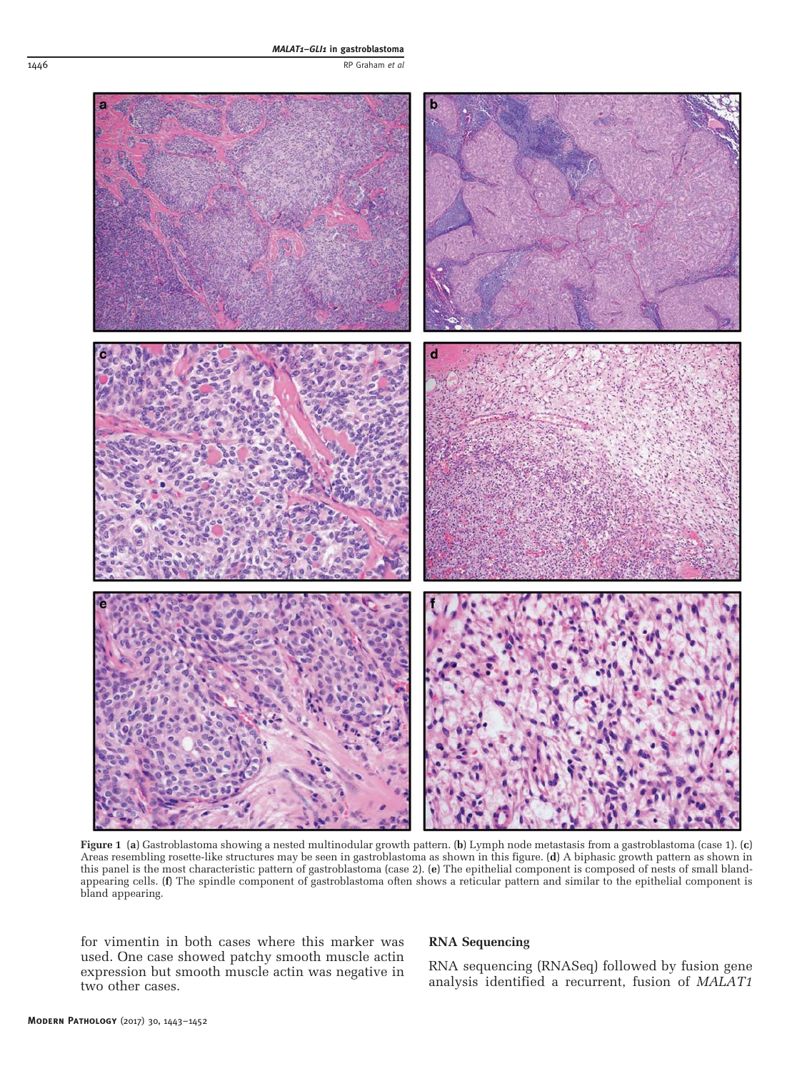**Figure 1** (**a**) Gastroblastoma showing a nested multinodular growth pattern. (**b**) Lymph node metastasis from a gastroblastoma (case 1). (**c**) Areas resembling rosette-like structures may be seen in gastroblastoma as shown in this figure. (**d**) A biphasic growth pattern as shown in this panel is the most characteristic pattern of gastroblastoma (case 2). (**e**) The epithelial component is composed of nests of small bland-appearing cells. (**f**) The spindle component of gastroblastoma often shows a reticular pattern and similar to the epithelial component is bland appearing.

for vimentin in both cases where this marker was used. One case showed patchy smooth muscle actin expression but smooth muscle actin was negative in two other cases.

## RNA Sequencing

RNA sequencing (RNASeq) followed by fusion gene analysis identified a recurrent, fusion of *MALAT1*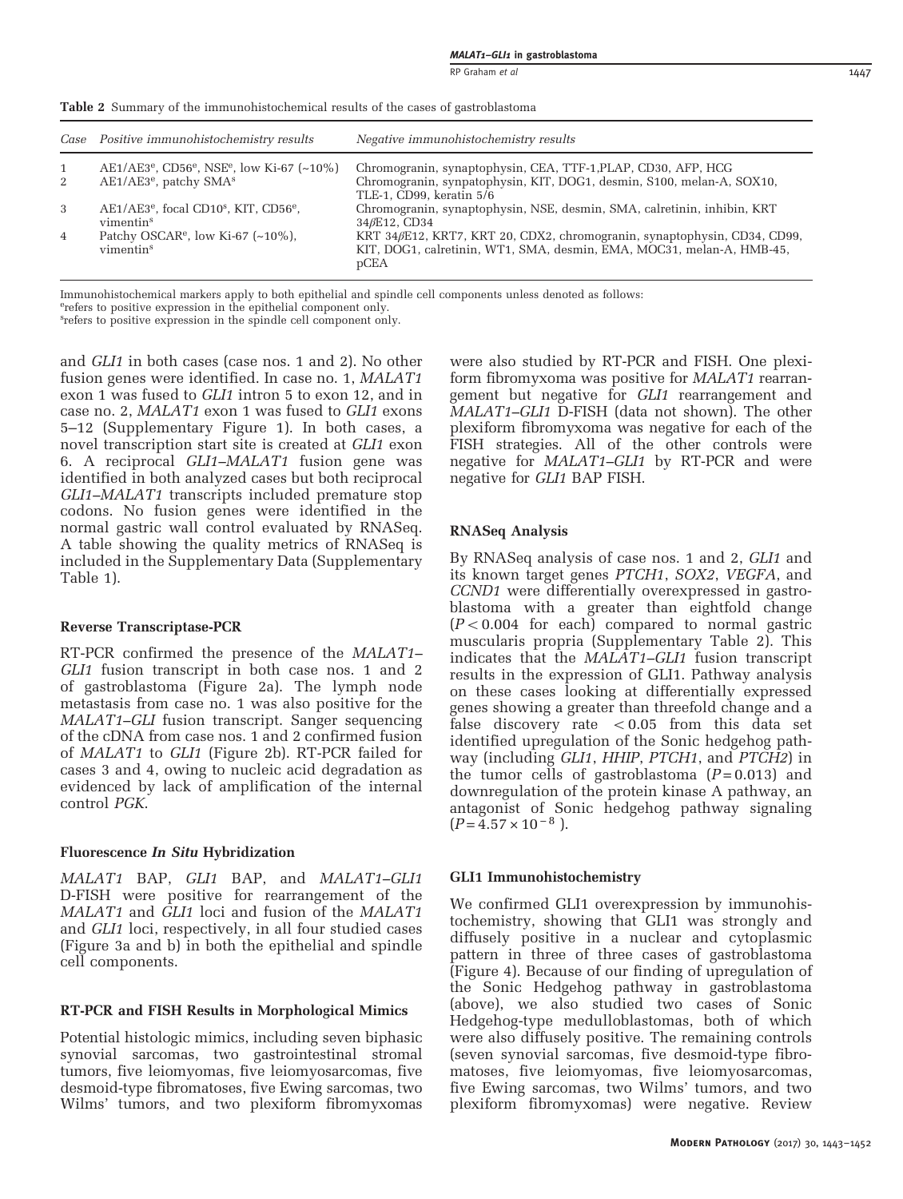**Table 2** Summary of the immunohistochemical results of the cases of gastroblastoma

| Case | Positive immunohistochemistry results | Negative immunohistochemistry results |
|---|---|---|
| 1 | AE1/AE3[e], CD56[e], NSE[e], low Ki-67 (~10%) | Chromogranin, synaptophysin, CEA, TTF-1,PLAP, CD30, AFP, HCG |
| 2 | AE1/AE3[e], patchy SMA[s] | Chromogranin, synpatophysin, KIT, DOG1, desmin, S100, melan-A, SOX10, TLE-1, CD99, keratin 5/6 |
| 3 | AE1/AE3[e], focal CD10[s], KIT, CD56[e], vimentin[s] | Chromogranin, synaptophysin, NSE, desmin, SMA, calretinin, inhibin, KRT 34βE12, CD34 |
| 4 | Patchy OSCAR[e], low Ki-67 (~10%), vimentin[s] | KRT 34βE12, KRT7, KRT 20, CDX2, chromogranin, synaptophysin, CD34, CD99, KIT, DOG1, calretinin, WT1, SMA, desmin, EMA, MOC31, melan-A, HMB-45, pCEA |

Immunohistochemical markers apply to both epithelial and spindle cell components unless denoted as follows:
[e]refers to positive expression in the epithelial component only.
[s]refers to positive expression in the spindle cell component only.

and *GLI1* in both cases (case nos. 1 and 2). No other fusion genes were identified. In case no. 1, *MALAT1* exon 1 was fused to *GLI1* intron 5 to exon 12, and in case no. 2, *MALAT1* exon 1 was fused to *GLI1* exons 5–12 (Supplementary Figure 1). In both cases, a novel transcription start site is created at *GLI1* exon 6. A reciprocal *GLI1–MALAT1* fusion gene was identified in both analyzed cases but both reciprocal *GLI1–MALAT1* transcripts included premature stop codons. No fusion genes were identified in the normal gastric wall control evaluated by RNASeq. A table showing the quality metrics of RNASeq is included in the Supplementary Data (Supplementary Table 1).

### Reverse Transcriptase-PCR

RT-PCR confirmed the presence of the *MALAT1–GLI1* fusion transcript in both case nos. 1 and 2 of gastroblastoma (Figure 2a). The lymph node metastasis from case no. 1 was also positive for the *MALAT1–GLI* fusion transcript. Sanger sequencing of the cDNA from case nos. 1 and 2 confirmed fusion of *MALAT1* to *GLI1* (Figure 2b). RT-PCR failed for cases 3 and 4, owing to nucleic acid degradation as evidenced by lack of amplification of the internal control *PGK*.

### Fluorescence *In Situ* Hybridization

*MALAT1* BAP, *GLI1* BAP, and *MALAT1–GLI1* D-FISH were positive for rearrangement of the *MALAT1* and *GLI1* loci and fusion of the *MALAT1* and *GLI1* loci, respectively, in all four studied cases (Figure 3a and b) in both the epithelial and spindle cell components.

### RT-PCR and FISH Results in Morphological Mimics

Potential histologic mimics, including seven biphasic synovial sarcomas, two gastrointestinal stromal tumors, five leiomyomas, five leiomyosarcomas, five desmoid-type fibromatoses, five Ewing sarcomas, two Wilms' tumors, and two plexiform fibromyxomas were also studied by RT-PCR and FISH. One plexiform fibromyxoma was positive for *MALAT1* rearrangement but negative for *GLI1* rearrangement and *MALAT1–GLI1* D-FISH (data not shown). The other plexiform fibromyxoma was negative for each of the FISH strategies. All of the other controls were negative for *MALAT1–GLI1* by RT-PCR and were negative for *GLI1* BAP FISH.

### RNASeq Analysis

By RNASeq analysis of case nos. 1 and 2, *GLI1* and its known target genes *PTCH1*, *SOX2*, *VEGFA*, and *CCND1* were differentially overexpressed in gastroblastoma with a greater than eightfold change ($P < 0.004$ for each) compared to normal gastric muscularis propria (Supplementary Table 2). This indicates that the *MALAT1–GLI1* fusion transcript results in the expression of GLI1. Pathway analysis on these cases looking at differentially expressed genes showing a greater than threefold change and a false discovery rate $< 0.05$ from this data set identified upregulation of the Sonic hedgehog pathway (including *GLI1*, *HHIP*, *PTCH1*, and *PTCH2*) in the tumor cells of gastroblastoma ($P = 0.013$) and downregulation of the protein kinase A pathway, an antagonist of Sonic hedgehog pathway signaling ($P = 4.57 \times 10^{-8}$).

### GLI1 Immunohistochemistry

We confirmed GLI1 overexpression by immunohistochemistry, showing that GLI1 was strongly and diffusely positive in a nuclear and cytoplasmic pattern in three of three cases of gastroblastoma (Figure 4). Because of our finding of upregulation of the Sonic Hedgehog pathway in gastroblastoma (above), we also studied two cases of Sonic Hedgehog-type medulloblastomas, both of which were also diffusely positive. The remaining controls (seven synovial sarcomas, five desmoid-type fibromatoses, five leiomyomas, five leiomyosarcomas, five Ewing sarcomas, two Wilms' tumors, and two plexiform fibromyxomas) were negative. Review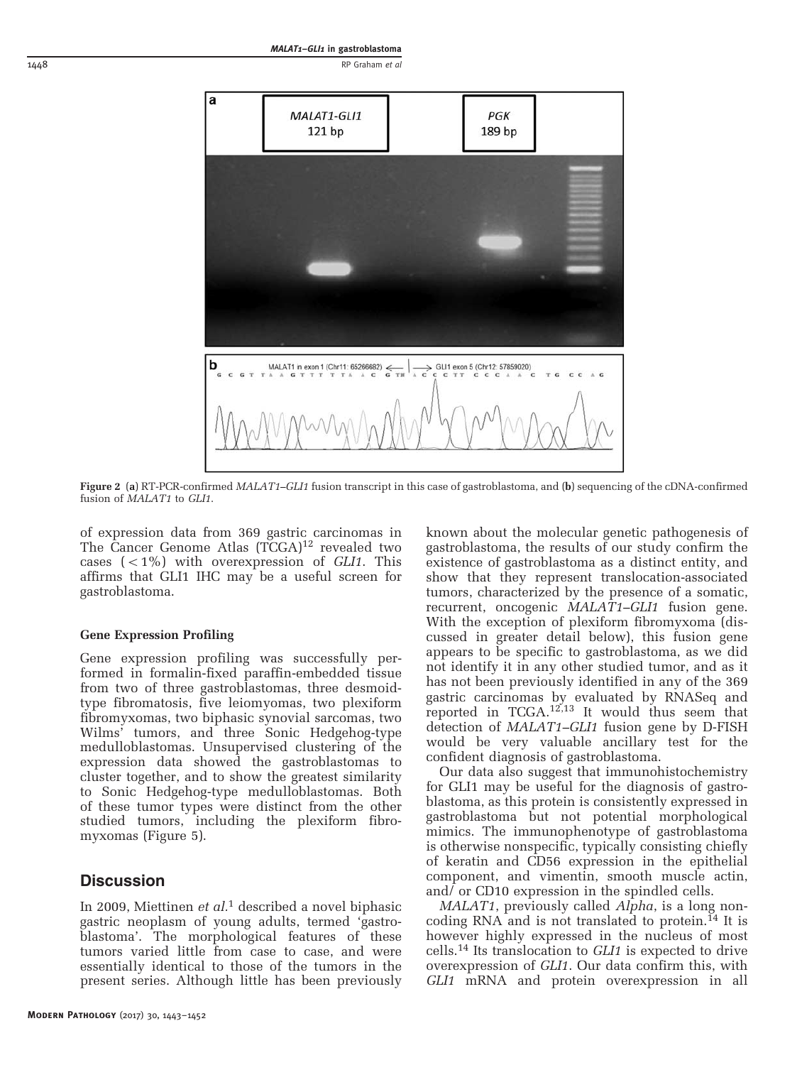Figure 2 (**a**) RT-PCR-confirmed *MALAT1–GLI1* fusion transcript in this case of gastroblastoma, and (**b**) sequencing of the cDNA-confirmed fusion of *MALAT1* to *GLI1*.

of expression data from 369 gastric carcinomas in The Cancer Genome Atlas (TCGA)[12] revealed two cases (<1%) with overexpression of *GLI1*. This affirms that GLI1 IHC may be a useful screen for gastroblastoma.

### Gene Expression Profiling

Gene expression profiling was successfully performed in formalin-fixed paraffin-embedded tissue from two of three gastroblastomas, three desmoid-type fibromatosis, five leiomyomas, two plexiform fibromyxomas, two biphasic synovial sarcomas, two Wilms' tumors, and three Sonic Hedgehog-type medulloblastomas. Unsupervised clustering of the expression data showed the gastroblastomas to cluster together, and to show the greatest similarity to Sonic Hedgehog-type medulloblastomas. Both of these tumor types were distinct from the other studied tumors, including the plexiform fibromyxomas (Figure 5).

## Discussion

In 2009, Miettinen *et al.*[1] described a novel biphasic gastric neoplasm of young adults, termed 'gastroblastoma'. The morphological features of these tumors varied little from case to case, and were essentially identical to those of the tumors in the present series. Although little has been previously known about the molecular genetic pathogenesis of gastroblastoma, the results of our study confirm the existence of gastroblastoma as a distinct entity, and show that they represent translocation-associated tumors, characterized by the presence of a somatic, recurrent, oncogenic *MALAT1–GLI1* fusion gene. With the exception of plexiform fibromyxoma (discussed in greater detail below), this fusion gene appears to be specific to gastroblastoma, as we did not identify it in any other studied tumor, and as it has not been previously identified in any of the 369 gastric carcinomas by evaluated by RNASeq and reported in TCGA.[12,13] It would thus seem that detection of *MALAT1–GLI1* fusion gene by D-FISH would be very valuable ancillary test for the confident diagnosis of gastroblastoma.

Our data also suggest that immunohistochemistry for GLI1 may be useful for the diagnosis of gastroblastoma, as this protein is consistently expressed in gastroblastoma but not potential morphological mimics. The immunophenotype of gastroblastoma is otherwise nonspecific, typically consisting chiefly of keratin and CD56 expression in the epithelial component, and vimentin, smooth muscle actin, and/ or CD10 expression in the spindled cells.

*MALAT1*, previously called *Alpha*, is a long noncoding RNA and is not translated to protein.[14] It is however highly expressed in the nucleus of most cells.[14] Its translocation to *GLI1* is expected to drive overexpression of *GLI1*. Our data confirm this, with *GLI1* mRNA and protein overexpression in all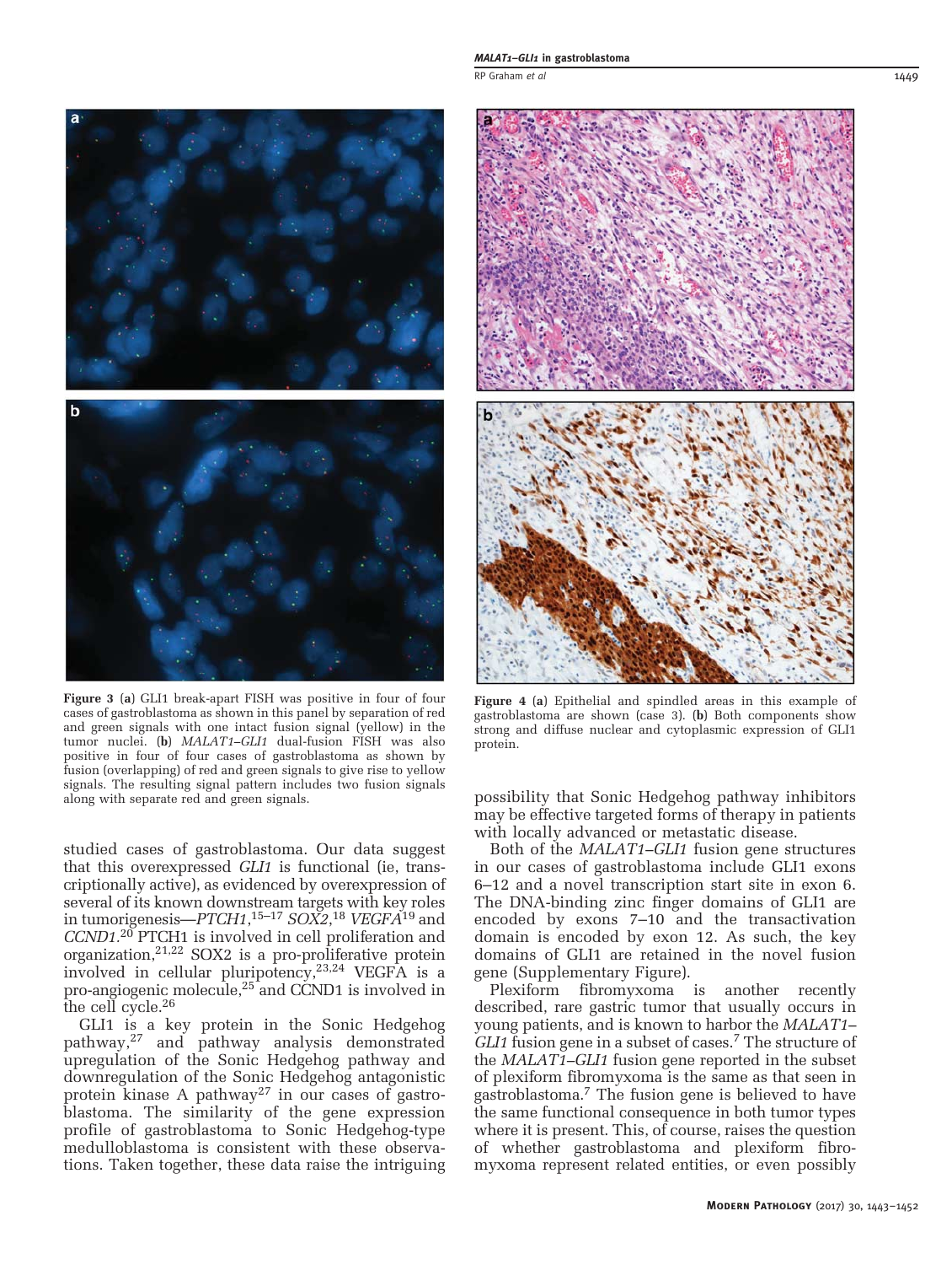**Figure 3** (**a**) GLI1 break-apart FISH was positive in four of four cases of gastroblastoma as shown in this panel by separation of red and green signals with one intact fusion signal (yellow) in the tumor nuclei. (**b**) *MALAT1–GLI1* dual-fusion FISH was also positive in four of four cases of gastroblastoma as shown by fusion (overlapping) of red and green signals to give rise to yellow signals. The resulting signal pattern includes two fusion signals along with separate red and green signals.

**Figure 4** (**a**) Epithelial and spindled areas in this example of gastroblastoma are shown (case 3). (**b**) Both components show strong and diffuse nuclear and cytoplasmic expression of GLI1 protein.

studied cases of gastroblastoma. Our data suggest that this overexpressed *GLI1* is functional (ie, transcriptionally active), as evidenced by overexpression of several of its known downstream targets with key roles in tumorigenesis—*PTCH1*,[15–17] *SOX2*,[18] *VEGFA*[19] and *CCND1*.[20] PTCH1 is involved in cell proliferation and organization,[21,22] SOX2 is a pro-proliferative protein involved in cellular pluripotency,[23,24] VEGFA is a pro-angiogenic molecule,[25] and CCND1 is involved in the cell cycle.[26]

GLI1 is a key protein in the Sonic Hedgehog pathway,[27] and pathway analysis demonstrated upregulation of the Sonic Hedgehog pathway and downregulation of the Sonic Hedgehog antagonistic protein kinase A pathway[27] in our cases of gastroblastoma. The similarity of the gene expression profile of gastroblastoma to Sonic Hedgehog-type medulloblastoma is consistent with these observations. Taken together, these data raise the intriguing possibility that Sonic Hedgehog pathway inhibitors may be effective targeted forms of therapy in patients with locally advanced or metastatic disease.

Both of the *MALAT1–GLI1* fusion gene structures in our cases of gastroblastoma include GLI1 exons 6–12 and a novel transcription start site in exon 6. The DNA-binding zinc finger domains of GLI1 are encoded by exons 7–10 and the transactivation domain is encoded by exon 12. As such, the key domains of GLI1 are retained in the novel fusion gene (Supplementary Figure).

Plexiform fibromyxoma is another recently described, rare gastric tumor that usually occurs in young patients, and is known to harbor the *MALAT1–GLI1* fusion gene in a subset of cases.[7] The structure of the *MALAT1–GLI1* fusion gene reported in the subset of plexiform fibromyxoma is the same as that seen in gastroblastoma.[7] The fusion gene is believed to have the same functional consequence in both tumor types where it is present. This, of course, raises the question of whether gastroblastoma and plexiform fibromyxoma represent related entities, or even possibly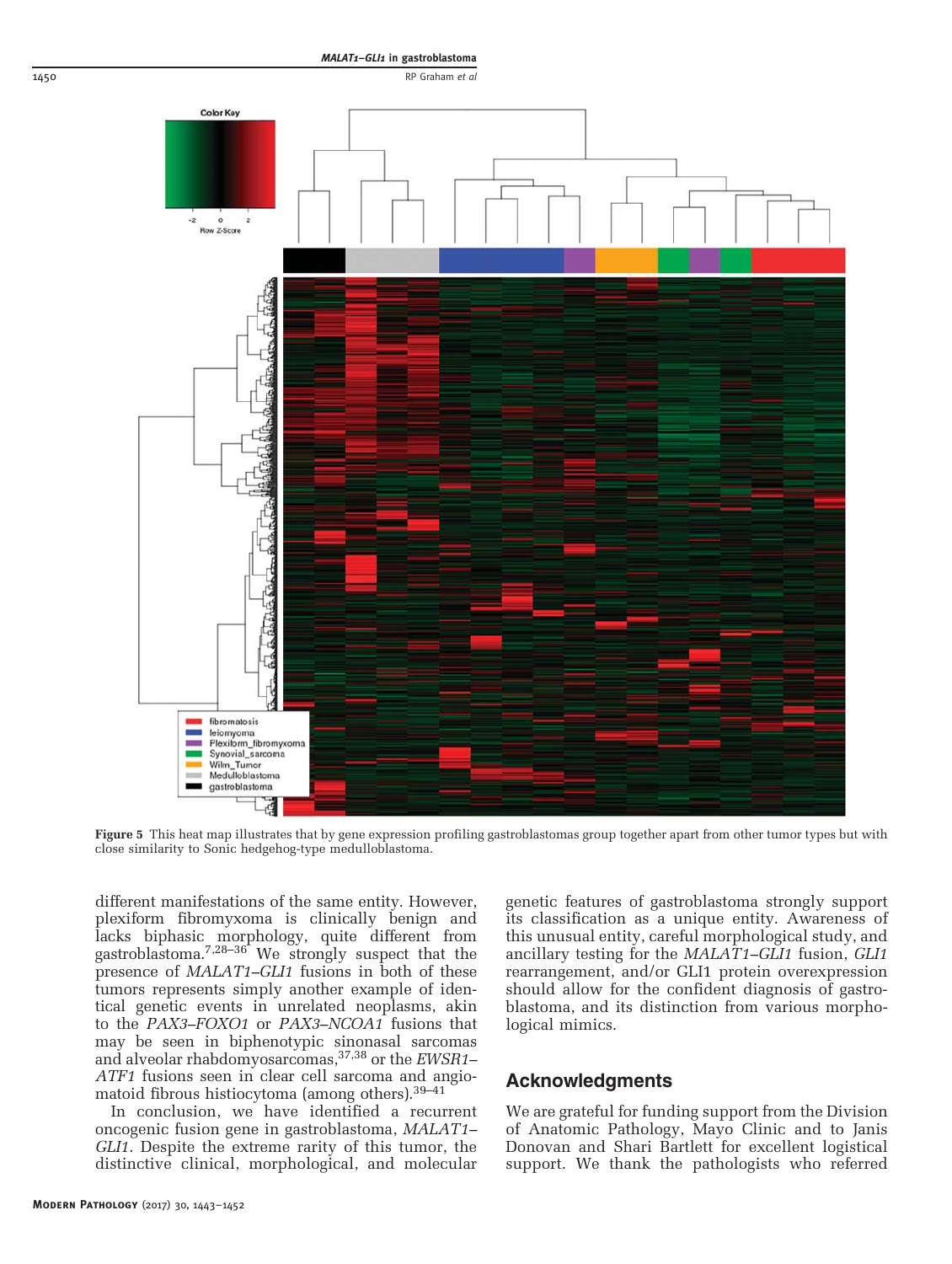Figure 5 This heat map illustrates that by gene expression profiling gastroblastomas group together apart from other tumor types but with close similarity to Sonic hedgehog-type medulloblastoma.

different manifestations of the same entity. However, plexiform fibromyxoma is clinically benign and lacks biphasic morphology, quite different from gastroblastoma.[7,28–36] We strongly suspect that the presence of *MALAT1–GLI1* fusions in both of these tumors represents simply another example of identical genetic events in unrelated neoplasms, akin to the *PAX3–FOXO1* or *PAX3–NCOA1* fusions that may be seen in biphenotypic sinonasal sarcomas and alveolar rhabdomyosarcomas,[37,38] or the *EWSR1–ATF1* fusions seen in clear cell sarcoma and angiomatoid fibrous histiocytoma (among others).[39–41]

In conclusion, we have identified a recurrent oncogenic fusion gene in gastroblastoma, *MALAT1–GLI1*. Despite the extreme rarity of this tumor, the distinctive clinical, morphological, and molecular genetic features of gastroblastoma strongly support its classification as a unique entity. Awareness of this unusual entity, careful morphological study, and ancillary testing for the *MALAT1–GLI1* fusion, *GLI1* rearrangement, and/or GLI1 protein overexpression should allow for the confident diagnosis of gastroblastoma, and its distinction from various morphological mimics.

## Acknowledgments

We are grateful for funding support from the Division of Anatomic Pathology, Mayo Clinic and to Janis Donovan and Shari Bartlett for excellent logistical support. We thank the pathologists who referred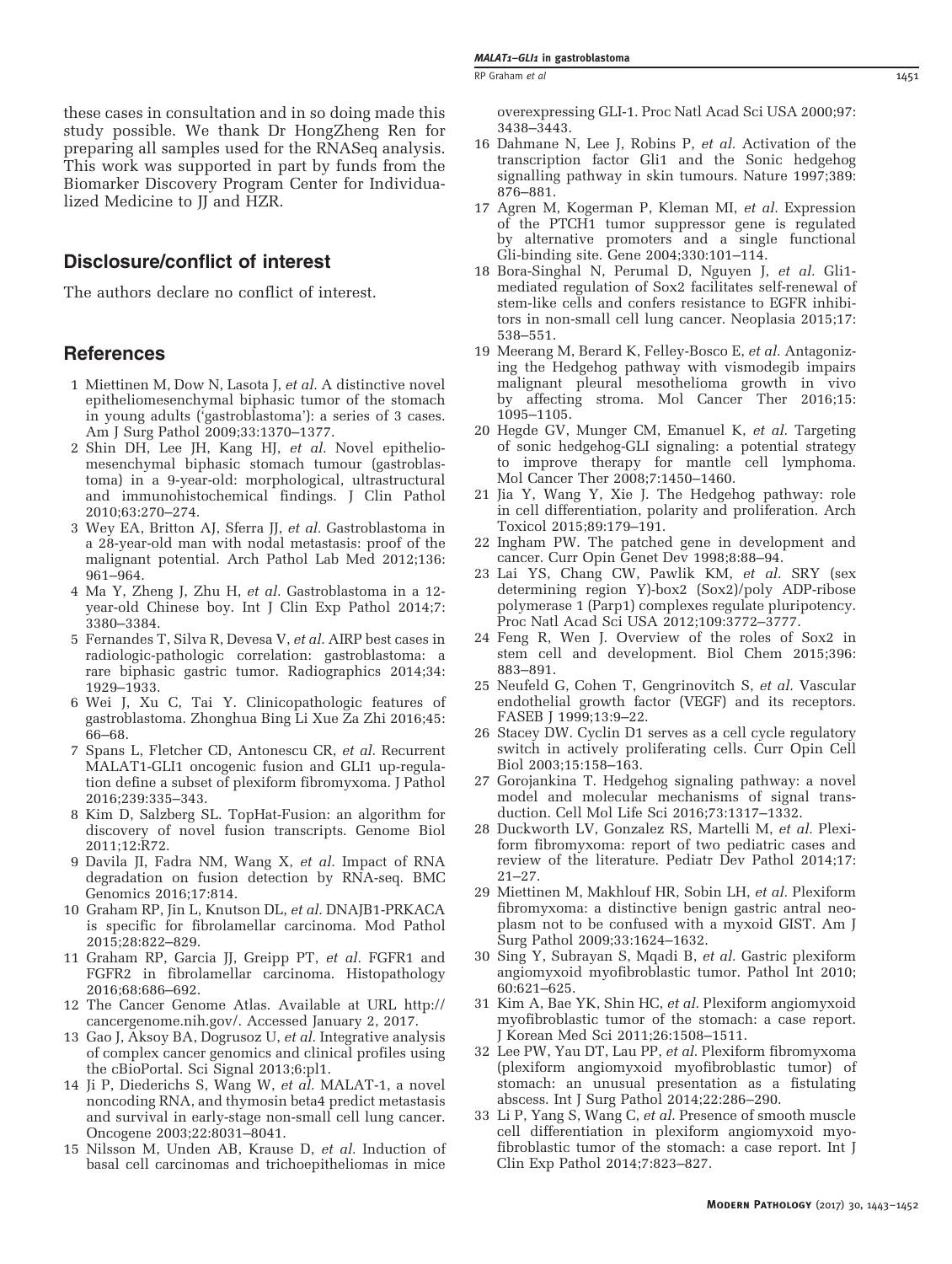these cases in consultation and in so doing made this study possible. We thank Dr HongZheng Ren for preparing all samples used for the RNASeq analysis. This work was supported in part by funds from the Biomarker Discovery Program Center for Individualized Medicine to JJ and HZR.

## Disclosure/conflict of interest

The authors declare no conflict of interest.

## References

1 Miettinen M, Dow N, Lasota J, *et al.* A distinctive novel epitheliomesenchymal biphasic tumor of the stomach in young adults ('gastroblastoma'): a series of 3 cases. Am J Surg Pathol 2009;33:1370–1377.

2 Shin DH, Lee JH, Kang HJ, *et al.* Novel epitheliomesenchymal biphasic stomach tumour (gastroblastoma) in a 9-year-old: morphological, ultrastructural and immunohistochemical findings. J Clin Pathol 2010;63:270–274.

3 Wey EA, Britton AJ, Sferra JJ, *et al.* Gastroblastoma in a 28-year-old man with nodal metastasis: proof of the malignant potential. Arch Pathol Lab Med 2012;136: 961–964.

4 Ma Y, Zheng J, Zhu H, *et al.* Gastroblastoma in a 12-year-old Chinese boy. Int J Clin Exp Pathol 2014;7: 3380–3384.

5 Fernandes T, Silva R, Devesa V, *et al.* AIRP best cases in radiologic-pathologic correlation: gastroblastoma: a rare biphasic gastric tumor. Radiographics 2014;34: 1929–1933.

6 Wei J, Xu C, Tai Y. Clinicopathologic features of gastroblastoma. Zhonghua Bing Li Xue Za Zhi 2016;45: 66–68.

7 Spans L, Fletcher CD, Antonescu CR, *et al.* Recurrent MALAT1-GLI1 oncogenic fusion and GLI1 up-regulation define a subset of plexiform fibromyxoma. J Pathol 2016;239:335–343.

8 Kim D, Salzberg SL. TopHat-Fusion: an algorithm for discovery of novel fusion transcripts. Genome Biol 2011;12:R72.

9 Davila JI, Fadra NM, Wang X, *et al.* Impact of RNA degradation on fusion detection by RNA-seq. BMC Genomics 2016;17:814.

10 Graham RP, Jin L, Knutson DL, *et al.* DNAJB1-PRKACA is specific for fibrolamellar carcinoma. Mod Pathol 2015;28:822–829.

11 Graham RP, Garcia JJ, Greipp PT, *et al.* FGFR1 and FGFR2 in fibrolamellar carcinoma. Histopathology 2016;68:686–692.

12 The Cancer Genome Atlas. Available at URL http://cancergenome.nih.gov/. Accessed January 2, 2017.

13 Gao J, Aksoy BA, Dogrusoz U, *et al.* Integrative analysis of complex cancer genomics and clinical profiles using the cBioPortal. Sci Signal 2013;6:pl1.

14 Ji P, Diederichs S, Wang W, *et al.* MALAT-1, a novel noncoding RNA, and thymosin beta4 predict metastasis and survival in early-stage non-small cell lung cancer. Oncogene 2003;22:8031–8041.

15 Nilsson M, Unden AB, Krause D, *et al.* Induction of basal cell carcinomas and trichoepitheliomas in mice overexpressing GLI-1. Proc Natl Acad Sci USA 2000;97: 3438–3443.

16 Dahmane N, Lee J, Robins P, *et al.* Activation of the transcription factor Gli1 and the Sonic hedgehog signalling pathway in skin tumours. Nature 1997;389: 876–881.

17 Agren M, Kogerman P, Kleman MI, *et al.* Expression of the PTCH1 tumor suppressor gene is regulated by alternative promoters and a single functional Gli-binding site. Gene 2004;330:101–114.

18 Bora-Singhal N, Perumal D, Nguyen J, *et al.* Gli1-mediated regulation of Sox2 facilitates self-renewal of stem-like cells and confers resistance to EGFR inhibitors in non-small cell lung cancer. Neoplasia 2015;17: 538–551.

19 Meerang M, Berard K, Felley-Bosco E, *et al.* Antagonizing the Hedgehog pathway with vismodegib impairs malignant pleural mesothelioma growth in vivo by affecting stroma. Mol Cancer Ther 2016;15: 1095–1105.

20 Hegde GV, Munger CM, Emanuel K, *et al.* Targeting of sonic hedgehog-GLI signaling: a potential strategy to improve therapy for mantle cell lymphoma. Mol Cancer Ther 2008;7:1450–1460.

21 Jia Y, Wang Y, Xie J. The Hedgehog pathway: role in cell differentiation, polarity and proliferation. Arch Toxicol 2015;89:179–191.

22 Ingham PW. The patched gene in development and cancer. Curr Opin Genet Dev 1998;8:88–94.

23 Lai YS, Chang CW, Pawlik KM, *et al.* SRY (sex determining region Y)-box2 (Sox2)/poly ADP-ribose polymerase 1 (Parp1) complexes regulate pluripotency. Proc Natl Acad Sci USA 2012;109:3772–3777.

24 Feng R, Wen J. Overview of the roles of Sox2 in stem cell and development. Biol Chem 2015;396: 883–891.

25 Neufeld G, Cohen T, Gengrinovitch S, *et al.* Vascular endothelial growth factor (VEGF) and its receptors. FASEB J 1999;13:9–22.

26 Stacey DW. Cyclin D1 serves as a cell cycle regulatory switch in actively proliferating cells. Curr Opin Cell Biol 2003;15:158–163.

27 Gorojankina T. Hedgehog signaling pathway: a novel model and molecular mechanisms of signal transduction. Cell Mol Life Sci 2016;73:1317–1332.

28 Duckworth LV, Gonzalez RS, Martelli M, *et al.* Plexiform fibromyxoma: report of two pediatric cases and review of the literature. Pediatr Dev Pathol 2014;17: 21–27.

29 Miettinen M, Makhlouf HR, Sobin LH, *et al.* Plexiform fibromyxoma: a distinctive benign gastric antral neoplasm not to be confused with a myxoid GIST. Am J Surg Pathol 2009;33:1624–1632.

30 Sing Y, Subrayan S, Mqadi B, *et al.* Gastric plexiform angiomyxoid myofibroblastic tumor. Pathol Int 2010; 60:621–625.

31 Kim A, Bae YK, Shin HC, *et al.* Plexiform angiomyxoid myofibroblastic tumor of the stomach: a case report. J Korean Med Sci 2011;26:1508–1511.

32 Lee PW, Yau DT, Lau PP, *et al.* Plexiform fibromyxoma (plexiform angiomyxoid myofibroblastic tumor) of stomach: an unusual presentation as a fistulating abscess. Int J Surg Pathol 2014;22:286–290.

33 Li P, Yang S, Wang C, *et al.* Presence of smooth muscle cell differentiation in plexiform angiomyxoid myofibroblastic tumor of the stomach: a case report. Int J Clin Exp Pathol 2014;7:823–827.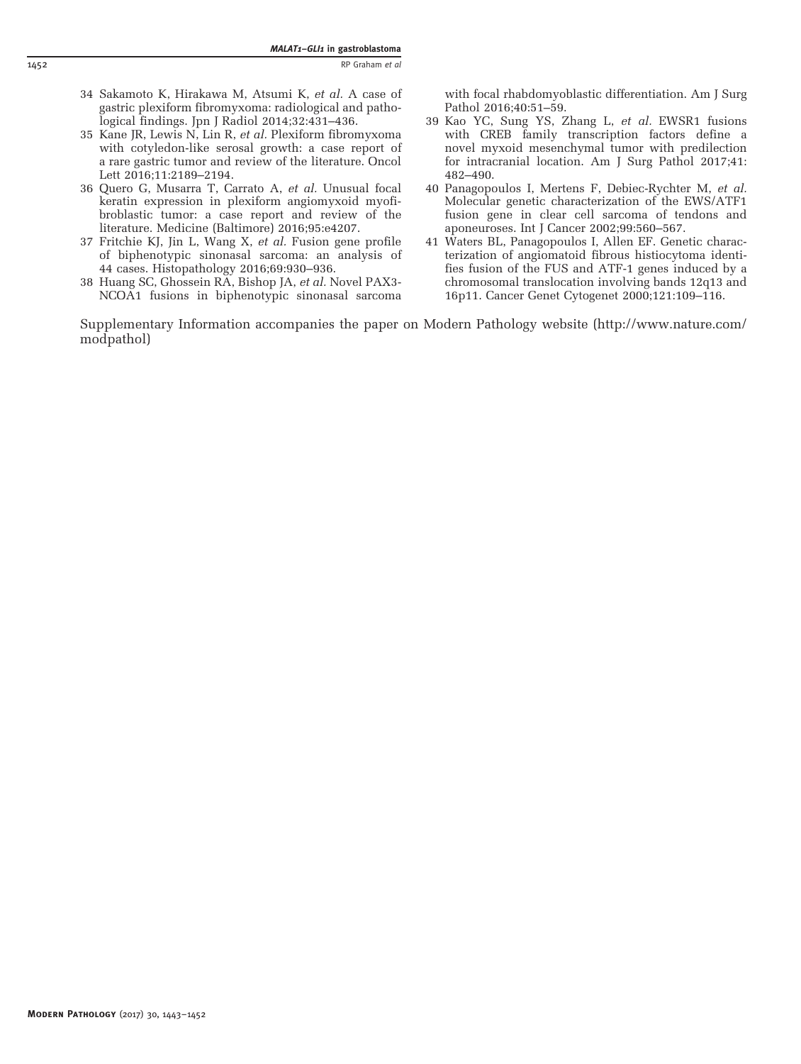34 Sakamoto K, Hirakawa M, Atsumi K, *et al.* A case of gastric plexiform fibromyxoma: radiological and pathological findings. Jpn J Radiol 2014;32:431–436.

35 Kane JR, Lewis N, Lin R, *et al.* Plexiform fibromyxoma with cotyledon-like serosal growth: a case report of a rare gastric tumor and review of the literature. Oncol Lett 2016;11:2189–2194.

36 Quero G, Musarra T, Carrato A, *et al.* Unusual focal keratin expression in plexiform angiomyxoid myofibroblastic tumor: a case report and review of the literature. Medicine (Baltimore) 2016;95:e4207.

37 Fritchie KJ, Jin L, Wang X, *et al.* Fusion gene profile of biphenotypic sinonasal sarcoma: an analysis of 44 cases. Histopathology 2016;69:930–936.

38 Huang SC, Ghossein RA, Bishop JA, *et al.* Novel PAX3-NCOA1 fusions in biphenotypic sinonasal sarcoma with focal rhabdomyoblastic differentiation. Am J Surg Pathol 2016;40:51–59.

39 Kao YC, Sung YS, Zhang L, *et al.* EWSR1 fusions with CREB family transcription factors define a novel myxoid mesenchymal tumor with predilection for intracranial location. Am J Surg Pathol 2017;41: 482–490.

40 Panagopoulos I, Mertens F, Debiec-Rychter M, *et al.* Molecular genetic characterization of the EWS/ATF1 fusion gene in clear cell sarcoma of tendons and aponeuroses. Int J Cancer 2002;99:560–567.

41 Waters BL, Panagopoulos I, Allen EF. Genetic characterization of angiomatoid fibrous histiocytoma identifies fusion of the FUS and ATF-1 genes induced by a chromosomal translocation involving bands 12q13 and 16p11. Cancer Genet Cytogenet 2000;121:109–116.

Supplementary Information accompanies the paper on Modern Pathology website (http://www.nature.com/modpathol)